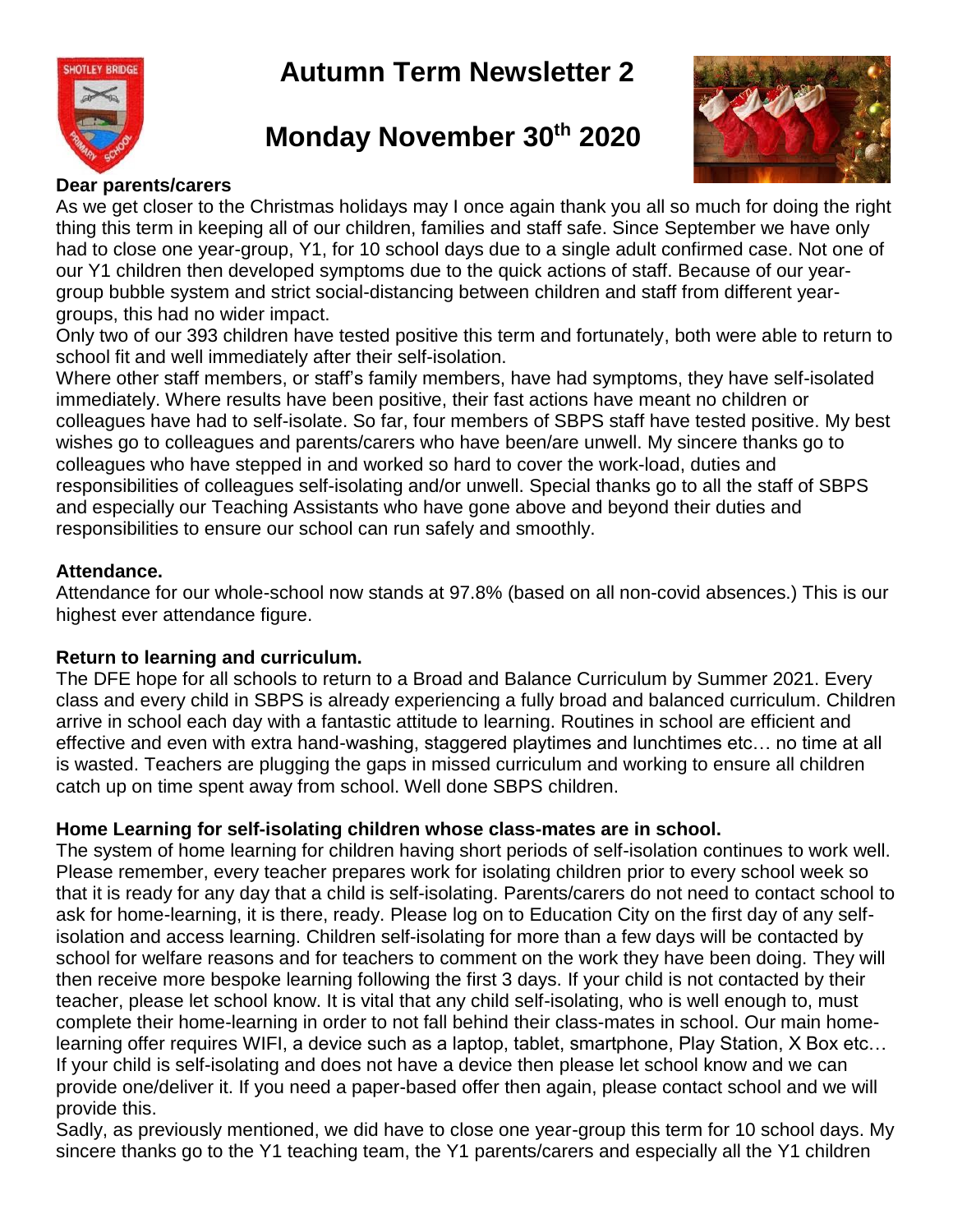# Autumn Term Newsletter 2

# Monday November 30th 2020

**Dear parents/carers**

As we get closer to the Christmas holidays may I once again thank you all so much for doing the right thing this term in keeping all of our children, families and staff safe. Since September we have only had to close one year-group, Y1, for 10 school days due to a single adult confirmed case. Not one of our Y1 children then developed symptoms due to the quick actions of staff. Because of our year-group bubble system and strict social-distancing between children and staff from different year-groups, this had no wider impact.

Only two of our 393 children have tested positive this term and fortunately, both were able to return to school fit and well immediately after their self-isolation.

Where other staff members, or staff's family members, have had symptoms, they have self-isolated immediately. Where results have been positive, their fast actions have meant no children or colleagues have had to self-isolate. So far, four members of SBPS staff have tested positive. My best wishes go to colleagues and parents/carers who have been/are unwell. My sincere thanks go to colleagues who have stepped in and worked so hard to cover the work-load, duties and responsibilities of colleagues self-isolating and/or unwell. Special thanks go to all the staff of SBPS and especially our Teaching Assistants who have gone above and beyond their duties and responsibilities to ensure our school can run safely and smoothly.

**Attendance.**

Attendance for our whole-school now stands at 97.8% (based on all non-covid absences.) This is our highest ever attendance figure.

**Return to learning and curriculum.**

The DFE hope for all schools to return to a Broad and Balance Curriculum by Summer 2021. Every class and every child in SBPS is already experiencing a fully broad and balanced curriculum. Children arrive in school each day with a fantastic attitude to learning. Routines in school are efficient and effective and even with extra hand-washing, staggered playtimes and lunchtimes etc… no time at all is wasted. Teachers are plugging the gaps in missed curriculum and working to ensure all children catch up on time spent away from school. Well done SBPS children.

**Home Learning for self-isolating children whose class-mates are in school.**

The system of home learning for children having short periods of self-isolation continues to work well. Please remember, every teacher prepares work for isolating children prior to every school week so that it is ready for any day that a child is self-isolating. Parents/carers do not need to contact school to ask for home-learning, it is there, ready. Please log on to Education City on the first day of any self-isolation and access learning. Children self-isolating for more than a few days will be contacted by school for welfare reasons and for teachers to comment on the work they have been doing. They will then receive more bespoke learning following the first 3 days. If your child is not contacted by their teacher, please let school know. It is vital that any child self-isolating, who is well enough to, must complete their home-learning in order to not fall behind their class-mates in school. Our main home-learning offer requires WIFI, a device such as a laptop, tablet, smartphone, Play Station, X Box etc… If your child is self-isolating and does not have a device then please let school know and we can provide one/deliver it. If you need a paper-based offer then again, please contact school and we will provide this.

Sadly, as previously mentioned, we did have to close one year-group this term for 10 school days. My sincere thanks go to the Y1 teaching team, the Y1 parents/carers and especially all the Y1 children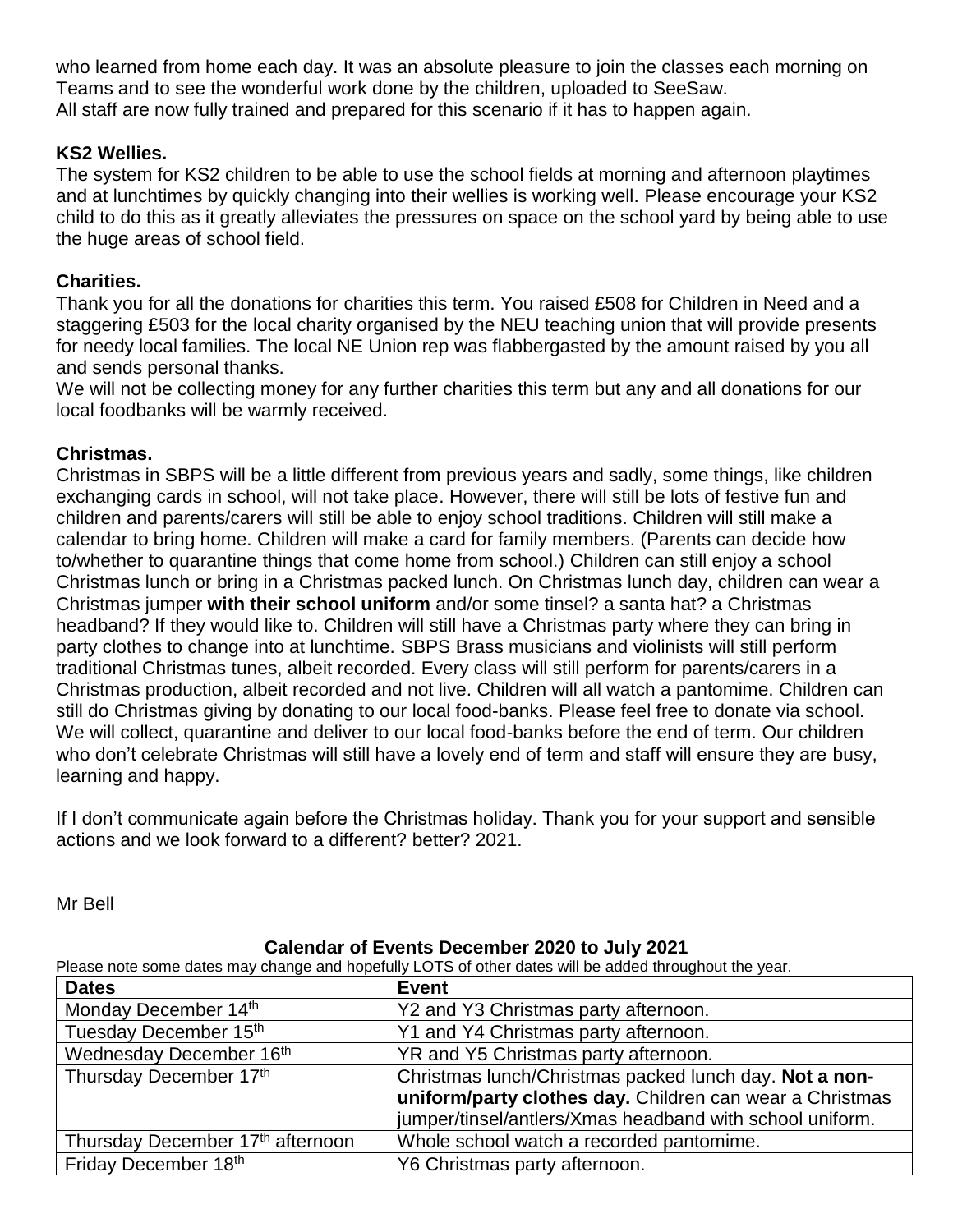who learned from home each day. It was an absolute pleasure to join the classes each morning on Teams and to see the wonderful work done by the children, uploaded to SeeSaw.
All staff are now fully trained and prepared for this scenario if it has to happen again.

**KS2 Wellies.**

The system for KS2 children to be able to use the school fields at morning and afternoon playtimes and at lunchtimes by quickly changing into their wellies is working well. Please encourage your KS2 child to do this as it greatly alleviates the pressures on space on the school yard by being able to use the huge areas of school field.

**Charities.**

Thank you for all the donations for charities this term. You raised £508 for Children in Need and a staggering £503 for the local charity organised by the NEU teaching union that will provide presents for needy local families. The local NE Union rep was flabbergasted by the amount raised by you all and sends personal thanks.
We will not be collecting money for any further charities this term but any and all donations for our local foodbanks will be warmly received.

**Christmas.**

Christmas in SBPS will be a little different from previous years and sadly, some things, like children exchanging cards in school, will not take place. However, there will still be lots of festive fun and children and parents/carers will still be able to enjoy school traditions. Children will still make a calendar to bring home. Children will make a card for family members. (Parents can decide how to/whether to quarantine things that come home from school.) Children can still enjoy a school Christmas lunch or bring in a Christmas packed lunch. On Christmas lunch day, children can wear a Christmas jumper **with their school uniform** and/or some tinsel? a santa hat? a Christmas headband? If they would like to. Children will still have a Christmas party where they can bring in party clothes to change into at lunchtime. SBPS Brass musicians and violinists will still perform traditional Christmas tunes, albeit recorded. Every class will still perform for parents/carers in a Christmas production, albeit recorded and not live. Children will all watch a pantomime. Children can still do Christmas giving by donating to our local food-banks. Please feel free to donate via school. We will collect, quarantine and deliver to our local food-banks before the end of term. Our children who don't celebrate Christmas will still have a lovely end of term and staff will ensure they are busy, learning and happy.

If I don't communicate again before the Christmas holiday. Thank you for your support and sensible actions and we look forward to a different? better? 2021.

Mr Bell

**Calendar of Events December 2020 to July 2021**

Please note some dates may change and hopefully LOTS of other dates will be added throughout the year.

| Dates | Event |
|---|---|
| Monday December 14th | Y2 and Y3 Christmas party afternoon. |
| Tuesday December 15th | Y1 and Y4 Christmas party afternoon. |
| Wednesday December 16th | YR and Y5 Christmas party afternoon. |
| Thursday December 17th | Christmas lunch/Christmas packed lunch day. **Not a non-uniform/party clothes day.** Children can wear a Christmas jumper/tinsel/antlers/Xmas headband with school uniform. |
| Thursday December 17th afternoon | Whole school watch a recorded pantomime. |
| Friday December 18th | Y6 Christmas party afternoon. |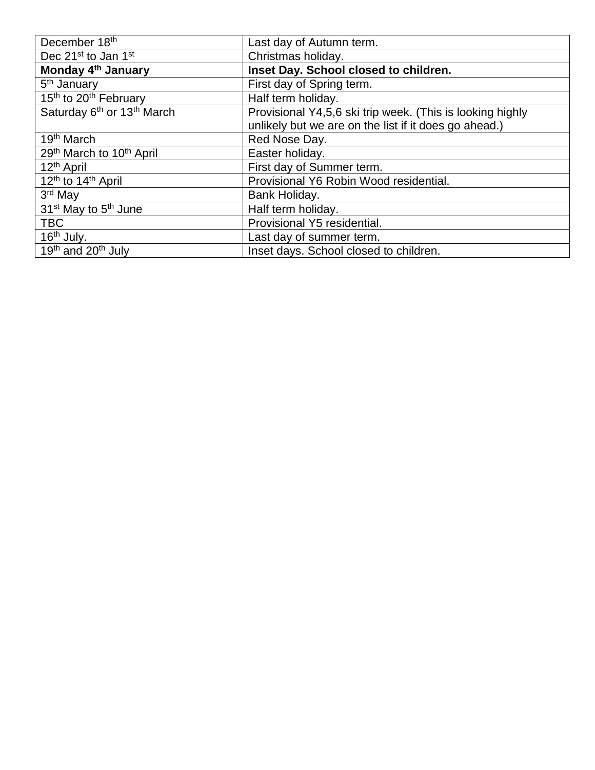| | |
|---|---|
| December 18th | Last day of Autumn term. |
| Dec 21st to Jan 1st | Christmas holiday. |
| **Monday 4th January** | **Inset Day. School closed to children.** |
| 5th January | First day of Spring term. |
| 15th to 20th February | Half term holiday. |
| Saturday 6th or 13th March | Provisional Y4,5,6 ski trip week. (This is looking highly unlikely but we are on the list if it does go ahead.) |
| 19th March | Red Nose Day. |
| 29th March to 10th April | Easter holiday. |
| 12th April | First day of Summer term. |
| 12th to 14th April | Provisional Y6 Robin Wood residential. |
| 3rd May | Bank Holiday. |
| 31st May to 5th June | Half term holiday. |
| TBC | Provisional Y5 residential. |
| 16th July. | Last day of summer term. |
| 19th and 20th July | Inset days. School closed to children. |